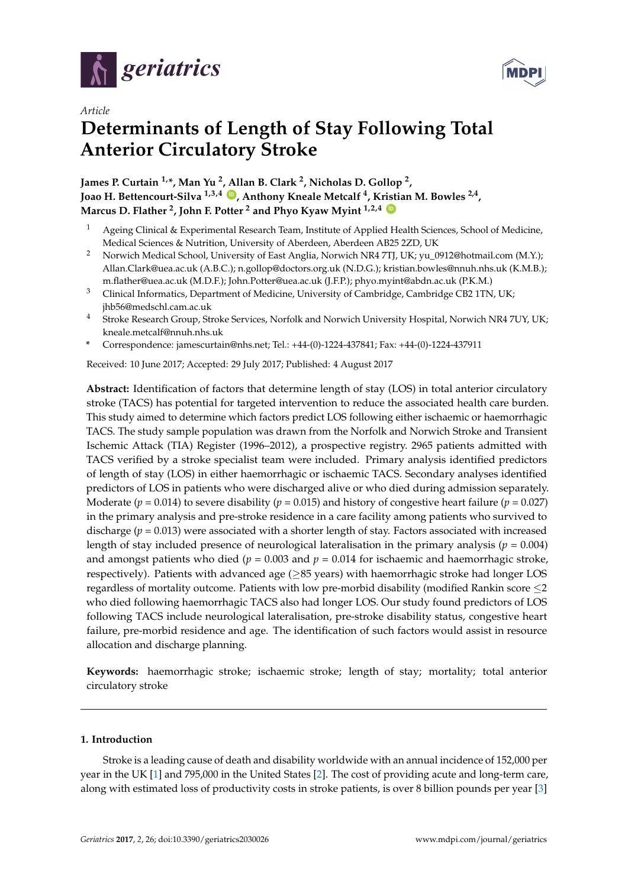*Article*

# Determinants of Length of Stay Following Total Anterior Circulatory Stroke

**James P. Curtain [1,*], Man Yu [2], Allan B. Clark [2], Nicholas D. Gollop [2], Joao H. Bettencourt-Silva [1,3,4], Anthony Kneale Metcalf [4], Kristian M. Bowles [2,4], Marcus D. Flather [2], John F. Potter [2] and Phyo Kyaw Myint [1,2,4]**

[1] Ageing Clinical & Experimental Research Team, Institute of Applied Health Sciences, School of Medicine, Medical Sciences & Nutrition, University of Aberdeen, Aberdeen AB25 2ZD, UK

[2] Norwich Medical School, University of East Anglia, Norwich NR4 7TJ, UK; yu_0912@hotmail.com (M.Y.); Allan.Clark@uea.ac.uk (A.B.C.); n.gollop@doctors.org.uk (N.D.G.); kristian.bowles@nnuh.nhs.uk (K.M.B.); m.flather@uea.ac.uk (M.D.F.); John.Potter@uea.ac.uk (J.F.P.); phyo.myint@abdn.ac.uk (P.K.M.)

[3] Clinical Informatics, Department of Medicine, University of Cambridge, Cambridge CB2 1TN, UK; jhb56@medschl.cam.ac.uk

[4] Stroke Research Group, Stroke Services, Norfolk and Norwich University Hospital, Norwich NR4 7UY, UK; kneale.metcalf@nnuh.nhs.uk

[*] Correspondence: jamescurtain@nhs.net; Tel.: +44-(0)-1224-437841; Fax: +44-(0)-1224-437911

Received: 10 June 2017; Accepted: 29 July 2017; Published: 4 August 2017

**Abstract:** Identification of factors that determine length of stay (LOS) in total anterior circulatory stroke (TACS) has potential for targeted intervention to reduce the associated health care burden. This study aimed to determine which factors predict LOS following either ischaemic or haemorrhagic TACS. The study sample population was drawn from the Norfolk and Norwich Stroke and Transient Ischemic Attack (TIA) Register (1996–2012), a prospective registry. 2965 patients admitted with TACS verified by a stroke specialist team were included. Primary analysis identified predictors of length of stay (LOS) in either haemorrhagic or ischaemic TACS. Secondary analyses identified predictors of LOS in patients who were discharged alive or who died during admission separately. Moderate ($p = 0.014$) to severe disability ($p = 0.015$) and history of congestive heart failure ($p = 0.027$) in the primary analysis and pre-stroke residence in a care facility among patients who survived to discharge ($p = 0.013$) were associated with a shorter length of stay. Factors associated with increased length of stay included presence of neurological lateralisation in the primary analysis ($p = 0.004$) and amongst patients who died ($p = 0.003$ and $p = 0.014$ for ischaemic and haemorrhagic stroke, respectively). Patients with advanced age ($\geq$85 years) with haemorrhagic stroke had longer LOS regardless of mortality outcome. Patients with low pre-morbid disability (modified Rankin score $\leq$2 who died following haemorrhagic TACS also had longer LOS. Our study found predictors of LOS following TACS include neurological lateralisation, pre-stroke disability status, congestive heart failure, pre-morbid residence and age. The identification of such factors would assist in resource allocation and discharge planning.

**Keywords:** haemorrhagic stroke; ischaemic stroke; length of stay; mortality; total anterior circulatory stroke

## 1. Introduction

Stroke is a leading cause of death and disability worldwide with an annual incidence of 152,000 per year in the UK [1] and 795,000 in the United States [2]. The cost of providing acute and long-term care, along with estimated loss of productivity costs in stroke patients, is over 8 billion pounds per year [3]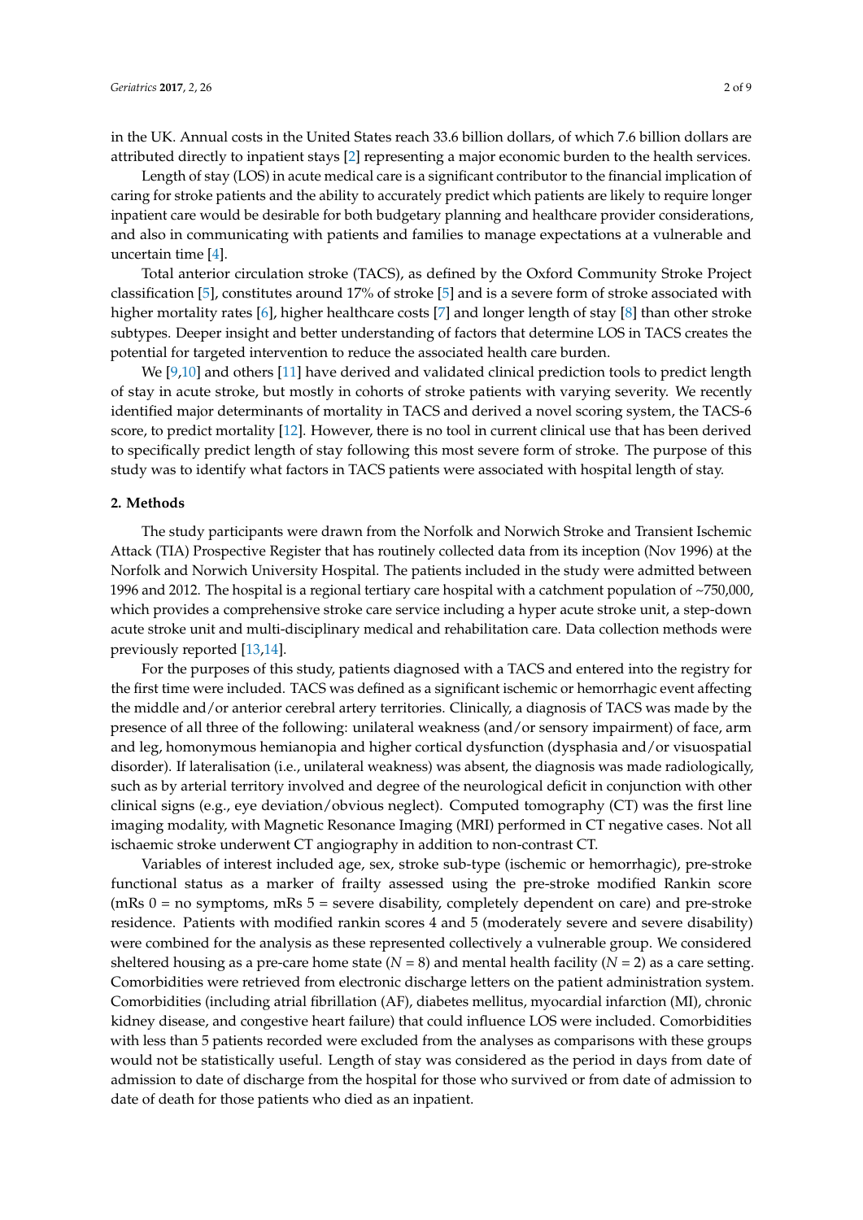in the UK. Annual costs in the United States reach 33.6 billion dollars, of which 7.6 billion dollars are attributed directly to inpatient stays [2] representing a major economic burden to the health services.

Length of stay (LOS) in acute medical care is a significant contributor to the financial implication of caring for stroke patients and the ability to accurately predict which patients are likely to require longer inpatient care would be desirable for both budgetary planning and healthcare provider considerations, and also in communicating with patients and families to manage expectations at a vulnerable and uncertain time [4].

Total anterior circulation stroke (TACS), as defined by the Oxford Community Stroke Project classification [5], constitutes around 17% of stroke [5] and is a severe form of stroke associated with higher mortality rates [6], higher healthcare costs [7] and longer length of stay [8] than other stroke subtypes. Deeper insight and better understanding of factors that determine LOS in TACS creates the potential for targeted intervention to reduce the associated health care burden.

We [9,10] and others [11] have derived and validated clinical prediction tools to predict length of stay in acute stroke, but mostly in cohorts of stroke patients with varying severity. We recently identified major determinants of mortality in TACS and derived a novel scoring system, the TACS-6 score, to predict mortality [12]. However, there is no tool in current clinical use that has been derived to specifically predict length of stay following this most severe form of stroke. The purpose of this study was to identify what factors in TACS patients were associated with hospital length of stay.

## 2. Methods

The study participants were drawn from the Norfolk and Norwich Stroke and Transient Ischemic Attack (TIA) Prospective Register that has routinely collected data from its inception (Nov 1996) at the Norfolk and Norwich University Hospital. The patients included in the study were admitted between 1996 and 2012. The hospital is a regional tertiary care hospital with a catchment population of ~750,000, which provides a comprehensive stroke care service including a hyper acute stroke unit, a step-down acute stroke unit and multi-disciplinary medical and rehabilitation care. Data collection methods were previously reported [13,14].

For the purposes of this study, patients diagnosed with a TACS and entered into the registry for the first time were included. TACS was defined as a significant ischemic or hemorrhagic event affecting the middle and/or anterior cerebral artery territories. Clinically, a diagnosis of TACS was made by the presence of all three of the following: unilateral weakness (and/or sensory impairment) of face, arm and leg, homonymous hemianopia and higher cortical dysfunction (dysphasia and/or visuospatial disorder). If lateralisation (i.e., unilateral weakness) was absent, the diagnosis was made radiologically, such as by arterial territory involved and degree of the neurological deficit in conjunction with other clinical signs (e.g., eye deviation/obvious neglect). Computed tomography (CT) was the first line imaging modality, with Magnetic Resonance Imaging (MRI) performed in CT negative cases. Not all ischaemic stroke underwent CT angiography in addition to non-contrast CT.

Variables of interest included age, sex, stroke sub-type (ischemic or hemorrhagic), pre-stroke functional status as a marker of frailty assessed using the pre-stroke modified Rankin score (mRs 0 = no symptoms, mRs 5 = severe disability, completely dependent on care) and pre-stroke residence. Patients with modified rankin scores 4 and 5 (moderately severe and severe disability) were combined for the analysis as these represented collectively a vulnerable group. We considered sheltered housing as a pre-care home state ($N$ = 8) and mental health facility ($N$ = 2) as a care setting. Comorbidities were retrieved from electronic discharge letters on the patient administration system. Comorbidities (including atrial fibrillation (AF), diabetes mellitus, myocardial infarction (MI), chronic kidney disease, and congestive heart failure) that could influence LOS were included. Comorbidities with less than 5 patients recorded were excluded from the analyses as comparisons with these groups would not be statistically useful. Length of stay was considered as the period in days from date of admission to date of discharge from the hospital for those who survived or from date of admission to date of death for those patients who died as an inpatient.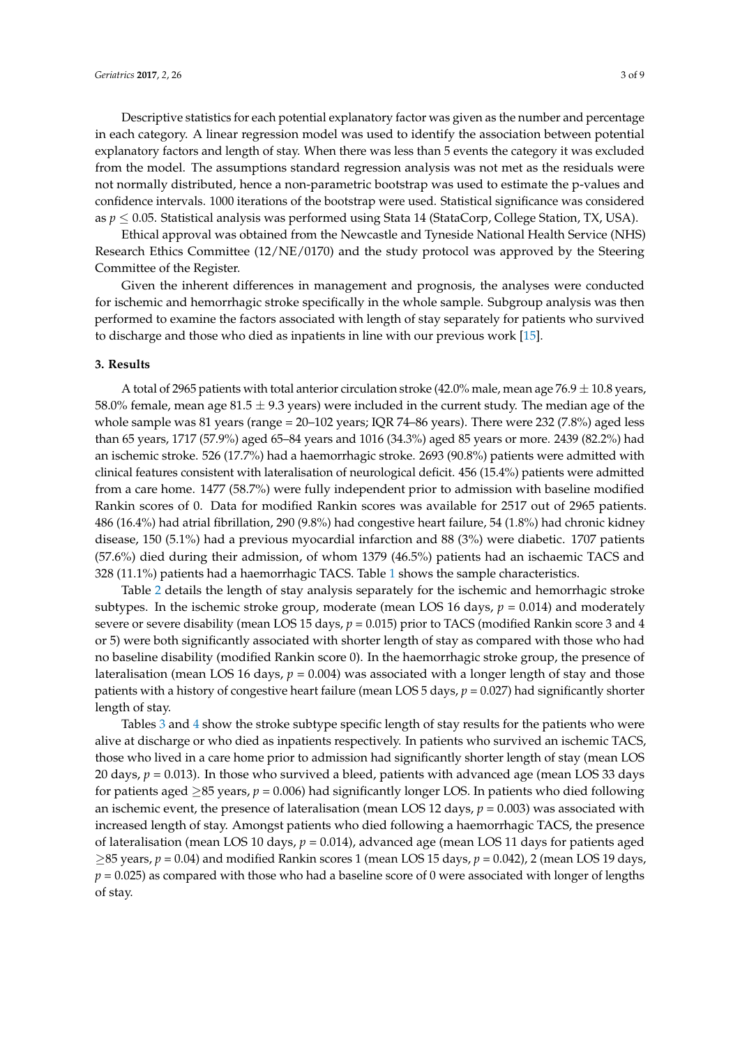Descriptive statistics for each potential explanatory factor was given as the number and percentage in each category. A linear regression model was used to identify the association between potential explanatory factors and length of stay. When there was less than 5 events the category it was excluded from the model. The assumptions standard regression analysis was not met as the residuals were not normally distributed, hence a non-parametric bootstrap was used to estimate the p-values and confidence intervals. 1000 iterations of the bootstrap were used. Statistical significance was considered as $p \leq 0.05$. Statistical analysis was performed using Stata 14 (StataCorp, College Station, TX, USA).

Ethical approval was obtained from the Newcastle and Tyneside National Health Service (NHS) Research Ethics Committee (12/NE/0170) and the study protocol was approved by the Steering Committee of the Register.

Given the inherent differences in management and prognosis, the analyses were conducted for ischemic and hemorrhagic stroke specifically in the whole sample. Subgroup analysis was then performed to examine the factors associated with length of stay separately for patients who survived to discharge and those who died as inpatients in line with our previous work [15].

## 3. Results

A total of 2965 patients with total anterior circulation stroke (42.0% male, mean age 76.9 ± 10.8 years, 58.0% female, mean age 81.5 ± 9.3 years) were included in the current study. The median age of the whole sample was 81 years (range = 20–102 years; IQR 74–86 years). There were 232 (7.8%) aged less than 65 years, 1717 (57.9%) aged 65–84 years and 1016 (34.3%) aged 85 years or more. 2439 (82.2%) had an ischemic stroke. 526 (17.7%) had a haemorrhagic stroke. 2693 (90.8%) patients were admitted with clinical features consistent with lateralisation of neurological deficit. 456 (15.4%) patients were admitted from a care home. 1477 (58.7%) were fully independent prior to admission with baseline modified Rankin scores of 0. Data for modified Rankin scores was available for 2517 out of 2965 patients. 486 (16.4%) had atrial fibrillation, 290 (9.8%) had congestive heart failure, 54 (1.8%) had chronic kidney disease, 150 (5.1%) had a previous myocardial infarction and 88 (3%) were diabetic. 1707 patients (57.6%) died during their admission, of whom 1379 (46.5%) patients had an ischaemic TACS and 328 (11.1%) patients had a haemorrhagic TACS. Table 1 shows the sample characteristics.

Table 2 details the length of stay analysis separately for the ischemic and hemorrhagic stroke subtypes. In the ischemic stroke group, moderate (mean LOS 16 days, $p = 0.014$) and moderately severe or severe disability (mean LOS 15 days, $p = 0.015$) prior to TACS (modified Rankin score 3 and 4 or 5) were both significantly associated with shorter length of stay as compared with those who had no baseline disability (modified Rankin score 0). In the haemorrhagic stroke group, the presence of lateralisation (mean LOS 16 days, $p = 0.004$) was associated with a longer length of stay and those patients with a history of congestive heart failure (mean LOS 5 days, $p = 0.027$) had significantly shorter length of stay.

Tables 3 and 4 show the stroke subtype specific length of stay results for the patients who were alive at discharge or who died as inpatients respectively. In patients who survived an ischemic TACS, those who lived in a care home prior to admission had significantly shorter length of stay (mean LOS 20 days, $p = 0.013$). In those who survived a bleed, patients with advanced age (mean LOS 33 days for patients aged ≥85 years, $p = 0.006$) had significantly longer LOS. In patients who died following an ischemic event, the presence of lateralisation (mean LOS 12 days, $p = 0.003$) was associated with increased length of stay. Amongst patients who died following a haemorrhagic TACS, the presence of lateralisation (mean LOS 10 days, $p = 0.014$), advanced age (mean LOS 11 days for patients aged ≥85 years, $p = 0.04$) and modified Rankin scores 1 (mean LOS 15 days, $p = 0.042$), 2 (mean LOS 19 days, $p = 0.025$) as compared with those who had a baseline score of 0 were associated with longer of lengths of stay.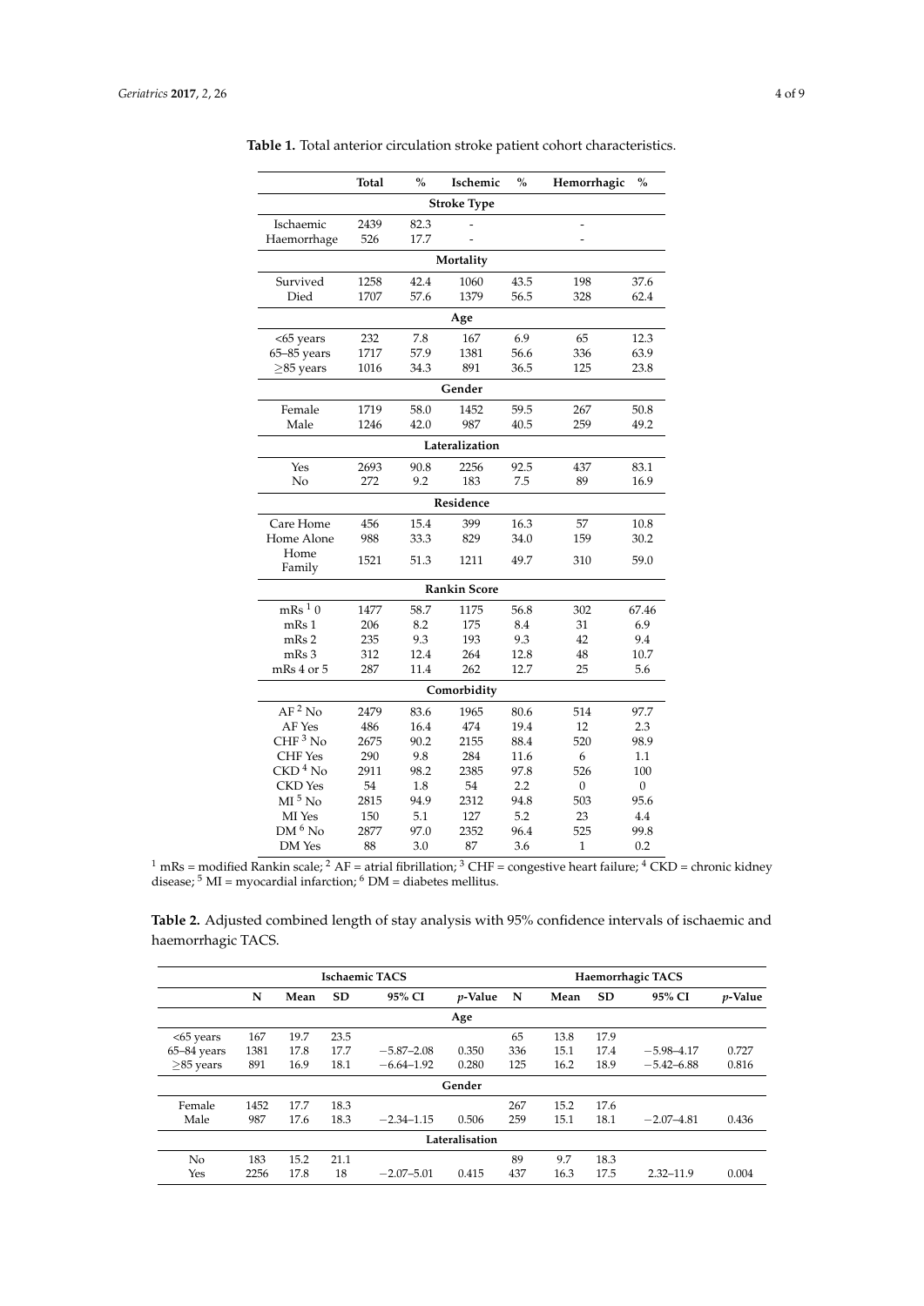**Table 1.** Total anterior circulation stroke patient cohort characteristics.

| | Total | % | Ischemic | % | Hemorrhagic | % |
|---|---|---|---|---|---|---|
| **Stroke Type** | | | | | | |
| Ischaemic | 2439 | 82.3 | - | | - | |
| Haemorrhage | 526 | 17.7 | - | | - | |
| **Mortality** | | | | | | |
| Survived | 1258 | 42.4 | 1060 | 43.5 | 198 | 37.6 |
| Died | 1707 | 57.6 | 1379 | 56.5 | 328 | 62.4 |
| **Age** | | | | | | |
| <65 years | 232 | 7.8 | 167 | 6.9 | 65 | 12.3 |
| 65–85 years | 1717 | 57.9 | 1381 | 56.6 | 336 | 63.9 |
| ≥85 years | 1016 | 34.3 | 891 | 36.5 | 125 | 23.8 |
| **Gender** | | | | | | |
| Female | 1719 | 58.0 | 1452 | 59.5 | 267 | 50.8 |
| Male | 1246 | 42.0 | 987 | 40.5 | 259 | 49.2 |
| **Lateralization** | | | | | | |
| Yes | 2693 | 90.8 | 2256 | 92.5 | 437 | 83.1 |
| No | 272 | 9.2 | 183 | 7.5 | 89 | 16.9 |
| **Residence** | | | | | | |
| Care Home | 456 | 15.4 | 399 | 16.3 | 57 | 10.8 |
| Home Alone | 988 | 33.3 | 829 | 34.0 | 159 | 30.2 |
| Home Family | 1521 | 51.3 | 1211 | 49.7 | 310 | 59.0 |
| **Rankin Score** | | | | | | |
| mRs [1] 0 | 1477 | 58.7 | 1175 | 56.8 | 302 | 67.46 |
| mRs 1 | 206 | 8.2 | 175 | 8.4 | 31 | 6.9 |
| mRs 2 | 235 | 9.3 | 193 | 9.3 | 42 | 9.4 |
| mRs 3 | 312 | 12.4 | 264 | 12.8 | 48 | 10.7 |
| mRs 4 or 5 | 287 | 11.4 | 262 | 12.7 | 25 | 5.6 |
| **Comorbidity** | | | | | | |
| AF [2] No | 2479 | 83.6 | 1965 | 80.6 | 514 | 97.7 |
| AF Yes | 486 | 16.4 | 474 | 19.4 | 12 | 2.3 |
| CHF [3] No | 2675 | 90.2 | 2155 | 88.4 | 520 | 98.9 |
| CHF Yes | 290 | 9.8 | 284 | 11.6 | 6 | 1.1 |
| CKD [4] No | 2911 | 98.2 | 2385 | 97.8 | 526 | 100 |
| CKD Yes | 54 | 1.8 | 54 | 2.2 | 0 | 0 |
| MI [5] No | 2815 | 94.9 | 2312 | 94.8 | 503 | 95.6 |
| MI Yes | 150 | 5.1 | 127 | 5.2 | 23 | 4.4 |
| DM [6] No | 2877 | 97.0 | 2352 | 96.4 | 525 | 99.8 |
| DM Yes | 88 | 3.0 | 87 | 3.6 | 1 | 0.2 |

[1] mRs = modified Rankin scale; [2] AF = atrial fibrillation; [3] CHF = congestive heart failure; [4] CKD = chronic kidney disease; [5] MI = myocardial infarction; [6] DM = diabetes mellitus.

**Table 2.** Adjusted combined length of stay analysis with 95% confidence intervals of ischaemic and haemorrhagic TACS.

| | Ischaemic TACS | | | | | Haemorrhagic TACS | | | | |
|---|---|---|---|---|---|---|---|---|---|---|
| | N | Mean | SD | 95% CI | *p*-Value | N | Mean | SD | 95% CI | *p*-Value |
| **Age** | | | | | | | | | | |
| <65 years | 167 | 19.7 | 23.5 | | | 65 | 13.8 | 17.9 | | |
| 65–84 years | 1381 | 17.8 | 17.7 | −5.87–2.08 | 0.350 | 336 | 15.1 | 17.4 | −5.98–4.17 | 0.727 |
| ≥85 years | 891 | 16.9 | 18.1 | −6.64–1.92 | 0.280 | 125 | 16.2 | 18.9 | −5.42–6.88 | 0.816 |
| **Gender** | | | | | | | | | | |
| Female | 1452 | 17.7 | 18.3 | | | 267 | 15.2 | 17.6 | | |
| Male | 987 | 17.6 | 18.3 | −2.34–1.15 | 0.506 | 259 | 15.1 | 18.1 | −2.07–4.81 | 0.436 |
| **Lateralisation** | | | | | | | | | | |
| No | 183 | 15.2 | 21.1 | | | 89 | 9.7 | 18.3 | | |
| Yes | 2256 | 17.8 | 18 | −2.07–5.01 | 0.415 | 437 | 16.3 | 17.5 | 2.32–11.9 | 0.004 |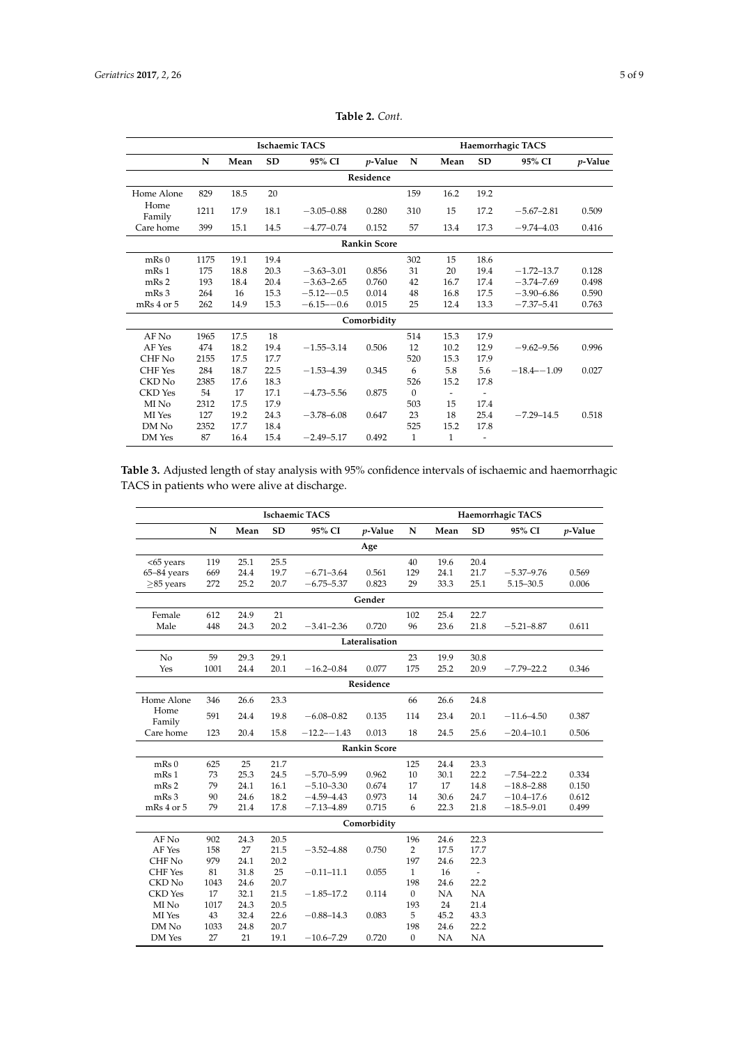**Table 2.** *Cont.*

| | Ischaemic TACS | | | | | Haemorrhagic TACS | | | | |
|---|---|---|---|---|---|---|---|---|---|---|
| | N | Mean | SD | 95% CI | *p*-Value | N | Mean | SD | 95% CI | *p*-Value |
| **Residence** | | | | | | | | | | |
| Home Alone | 829 | 18.5 | 20 | | | 159 | 16.2 | 19.2 | | |
| Home Family | 1211 | 17.9 | 18.1 | −3.05–0.88 | 0.280 | 310 | 15 | 17.2 | −5.67–2.81 | 0.509 |
| Care home | 399 | 15.1 | 14.5 | −4.77–0.74 | 0.152 | 57 | 13.4 | 17.3 | −9.74–4.03 | 0.416 |
| **Rankin Score** | | | | | | | | | | |
| mRs 0 | 1175 | 19.1 | 19.4 | | | 302 | 15 | 18.6 | | |
| mRs 1 | 175 | 18.8 | 20.3 | −3.63–3.01 | 0.856 | 31 | 20 | 19.4 | −1.72–13.7 | 0.128 |
| mRs 2 | 193 | 18.4 | 20.4 | −3.63–2.65 | 0.760 | 42 | 16.7 | 17.4 | −3.74–7.69 | 0.498 |
| mRs 3 | 264 | 16 | 15.3 | −5.12–−0.5 | 0.014 | 48 | 16.8 | 17.5 | −3.90–6.86 | 0.590 |
| mRs 4 or 5 | 262 | 14.9 | 15.3 | −6.15–−0.6 | 0.015 | 25 | 12.4 | 13.3 | −7.37–5.41 | 0.763 |
| **Comorbidity** | | | | | | | | | | |
| AF No | 1965 | 17.5 | 18 | | | 514 | 15.3 | 17.9 | | |
| AF Yes | 474 | 18.2 | 19.4 | −1.55–3.14 | 0.506 | 12 | 10.2 | 12.9 | −9.62–9.56 | 0.996 |
| CHF No | 2155 | 17.5 | 17.7 | | | 520 | 15.3 | 17.9 | | |
| CHF Yes | 284 | 18.7 | 22.5 | −1.53–4.39 | 0.345 | 6 | 5.8 | 5.6 | −18.4–−1.09 | 0.027 |
| CKD No | 2385 | 17.6 | 18.3 | | | 526 | 15.2 | 17.8 | | |
| CKD Yes | 54 | 17 | 17.1 | −4.73–5.56 | 0.875 | 0 | - | - | | |
| MI No | 2312 | 17.5 | 17.9 | | | 503 | 15 | 17.4 | | |
| MI Yes | 127 | 19.2 | 24.3 | −3.78–6.08 | 0.647 | 23 | 18 | 25.4 | −7.29–14.5 | 0.518 |
| DM No | 2352 | 17.7 | 18.4 | | | 525 | 15.2 | 17.8 | | |
| DM Yes | 87 | 16.4 | 15.4 | −2.49–5.17 | 0.492 | 1 | 1 | - | | |

**Table 3.** Adjusted length of stay analysis with 95% confidence intervals of ischaemic and haemorrhagic TACS in patients who were alive at discharge.

| | Ischaemic TACS | | | | | Haemorrhagic TACS | | | | |
|---|---|---|---|---|---|---|---|---|---|---|
| | N | Mean | SD | 95% CI | *p*-Value | N | Mean | SD | 95% CI | *p*-Value |
| **Age** | | | | | | | | | | |
| <65 years | 119 | 25.1 | 25.5 | | | 40 | 19.6 | 20.4 | | |
| 65–84 years | 669 | 24.4 | 19.7 | −6.71–3.64 | 0.561 | 129 | 24.1 | 21.7 | −5.37–9.76 | 0.569 |
| ≥85 years | 272 | 25.2 | 20.7 | −6.75–5.37 | 0.823 | 29 | 33.3 | 25.1 | 5.15–30.5 | 0.006 |
| **Gender** | | | | | | | | | | |
| Female | 612 | 24.9 | 21 | | | 102 | 25.4 | 22.7 | | |
| Male | 448 | 24.3 | 20.2 | −3.41–2.36 | 0.720 | 96 | 23.6 | 21.8 | −5.21–8.87 | 0.611 |
| **Lateralisation** | | | | | | | | | | |
| No | 59 | 29.3 | 29.1 | | | 23 | 19.9 | 30.8 | | |
| Yes | 1001 | 24.4 | 20.1 | −16.2–0.84 | 0.077 | 175 | 25.2 | 20.9 | −7.79–22.2 | 0.346 |
| **Residence** | | | | | | | | | | |
| Home Alone | 346 | 26.6 | 23.3 | | | 66 | 26.6 | 24.8 | | |
| Home Family | 591 | 24.4 | 19.8 | −6.08–0.82 | 0.135 | 114 | 23.4 | 20.1 | −11.6–4.50 | 0.387 |
| Care home | 123 | 20.4 | 15.8 | −12.2–−1.43 | 0.013 | 18 | 24.5 | 25.6 | −20.4–10.1 | 0.506 |
| **Rankin Score** | | | | | | | | | | |
| mRs 0 | 625 | 25 | 21.7 | | | 125 | 24.4 | 23.3 | | |
| mRs 1 | 73 | 25.3 | 24.5 | −5.70–5.99 | 0.962 | 10 | 30.1 | 22.2 | −7.54–22.2 | 0.334 |
| mRs 2 | 79 | 24.1 | 16.1 | −5.10–3.30 | 0.674 | 17 | 17 | 14.8 | −18.8–2.88 | 0.150 |
| mRs 3 | 90 | 24.6 | 18.2 | −4.59–4.43 | 0.973 | 14 | 30.6 | 24.7 | −10.4–17.6 | 0.612 |
| mRs 4 or 5 | 79 | 21.4 | 17.8 | −7.13–4.89 | 0.715 | 6 | 22.3 | 21.8 | −18.5–9.01 | 0.499 |
| **Comorbidity** | | | | | | | | | | |
| AF No | 902 | 24.3 | 20.5 | | | 196 | 24.6 | 22.3 | | |
| AF Yes | 158 | 27 | 21.5 | −3.52–4.88 | 0.750 | 2 | 17.5 | 17.7 | | |
| CHF No | 979 | 24.1 | 20.2 | | | 197 | 24.6 | 22.3 | | |
| CHF Yes | 81 | 31.8 | 25 | −0.11–11.1 | 0.055 | 1 | 16 | - | | |
| CKD No | 1043 | 24.6 | 20.7 | | | 198 | 24.6 | 22.2 | | |
| CKD Yes | 17 | 32.1 | 21.5 | −1.85–17.2 | 0.114 | 0 | NA | NA | | |
| MI No | 1017 | 24.3 | 20.5 | | | 193 | 24 | 21.4 | | |
| MI Yes | 43 | 32.4 | 22.6 | −0.88–14.3 | 0.083 | 5 | 45.2 | 43.3 | | |
| DM No | 1033 | 24.8 | 20.7 | | | 198 | 24.6 | 22.2 | | |
| DM Yes | 27 | 21 | 19.1 | −10.6–7.29 | 0.720 | 0 | NA | NA | | |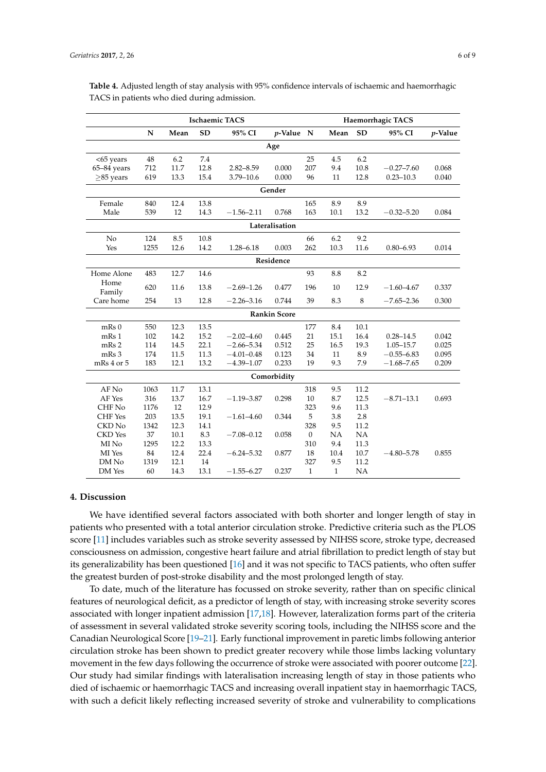**Table 4.** Adjusted length of stay analysis with 95% confidence intervals of ischaemic and haemorrhagic TACS in patients who died during admission.

| | Ischaemic TACS | | | | | Haemorrhagic TACS | | | | |
|---|---|---|---|---|---|---|---|---|---|---|
| | N | Mean | SD | 95% CI | *p*-Value | N | Mean | SD | 95% CI | *p*-Value |
| **Age** | | | | | | | | | | |
| <65 years | 48 | 6.2 | 7.4 | | | 25 | 4.5 | 6.2 | | |
| 65–84 years | 712 | 11.7 | 12.8 | 2.82–8.59 | 0.000 | 207 | 9.4 | 10.8 | −0.27–7.60 | 0.068 |
| ≥85 years | 619 | 13.3 | 15.4 | 3.79–10.6 | 0.000 | 96 | 11 | 12.8 | 0.23–10.3 | 0.040 |
| **Gender** | | | | | | | | | | |
| Female | 840 | 12.4 | 13.8 | | | 165 | 8.9 | 8.9 | | |
| Male | 539 | 12 | 14.3 | −1.56–2.11 | 0.768 | 163 | 10.1 | 13.2 | −0.32–5.20 | 0.084 |
| **Lateralisation** | | | | | | | | | | |
| No | 124 | 8.5 | 10.8 | | | 66 | 6.2 | 9.2 | | |
| Yes | 1255 | 12.6 | 14.2 | 1.28–6.18 | 0.003 | 262 | 10.3 | 11.6 | 0.80–6.93 | 0.014 |
| **Residence** | | | | | | | | | | |
| Home Alone | 483 | 12.7 | 14.6 | | | 93 | 8.8 | 8.2 | | |
| Home Family | 620 | 11.6 | 13.8 | −2.69–1.26 | 0.477 | 196 | 10 | 12.9 | −1.60–4.67 | 0.337 |
| Care home | 254 | 13 | 12.8 | −2.26–3.16 | 0.744 | 39 | 8.3 | 8 | −7.65–2.36 | 0.300 |
| **Rankin Score** | | | | | | | | | | |
| mRs 0 | 550 | 12.3 | 13.5 | | | 177 | 8.4 | 10.1 | | |
| mRs 1 | 102 | 14.2 | 15.2 | −2.02–4.60 | 0.445 | 21 | 15.1 | 16.4 | 0.28–14.5 | 0.042 |
| mRs 2 | 114 | 14.5 | 22.1 | −2.66–5.34 | 0.512 | 25 | 16.5 | 19.3 | 1.05–15.7 | 0.025 |
| mRs 3 | 174 | 11.5 | 11.3 | −4.01–0.48 | 0.123 | 34 | 11 | 8.9 | −0.55–6.83 | 0.095 |
| mRs 4 or 5 | 183 | 12.1 | 13.2 | −4.39–1.07 | 0.233 | 19 | 9.3 | 7.9 | −1.68–7.65 | 0.209 |
| **Comorbidity** | | | | | | | | | | |
| AF No | 1063 | 11.7 | 13.1 | | | 318 | 9.5 | 11.2 | | |
| AF Yes | 316 | 13.7 | 16.7 | −1.19–3.87 | 0.298 | 10 | 8.7 | 12.5 | −8.71–13.1 | 0.693 |
| CHF No | 1176 | 12 | 12.9 | | | 323 | 9.6 | 11.3 | | |
| CHF Yes | 203 | 13.5 | 19.1 | −1.61–4.60 | 0.344 | 5 | 3.8 | 2.8 | | |
| CKD No | 1342 | 12.3 | 14.1 | | | 328 | 9.5 | 11.2 | | |
| CKD Yes | 37 | 10.1 | 8.3 | −7.08–0.12 | 0.058 | 0 | NA | NA | | |
| MI No | 1295 | 12.2 | 13.3 | | | 310 | 9.4 | 11.3 | | |
| MI Yes | 84 | 12.4 | 22.4 | −6.24–5.32 | 0.877 | 18 | 10.4 | 10.7 | −4.80–5.78 | 0.855 |
| DM No | 1319 | 12.1 | 14 | | | 327 | 9.5 | 11.2 | | |
| DM Yes | 60 | 14.3 | 13.1 | −1.55–6.27 | 0.237 | 1 | 1 | NA | | |

## 4. Discussion

We have identified several factors associated with both shorter and longer length of stay in patients who presented with a total anterior circulation stroke. Predictive criteria such as the PLOS score [11] includes variables such as stroke severity assessed by NIHSS score, stroke type, decreased consciousness on admission, congestive heart failure and atrial fibrillation to predict length of stay but its generalizability has been questioned [16] and it was not specific to TACS patients, who often suffer the greatest burden of post-stroke disability and the most prolonged length of stay.

To date, much of the literature has focussed on stroke severity, rather than on specific clinical features of neurological deficit, as a predictor of length of stay, with increasing stroke severity scores associated with longer inpatient admission [17,18]. However, lateralization forms part of the criteria of assessment in several validated stroke severity scoring tools, including the NIHSS score and the Canadian Neurological Score [19–21]. Early functional improvement in paretic limbs following anterior circulation stroke has been shown to predict greater recovery while those limbs lacking voluntary movement in the few days following the occurrence of stroke were associated with poorer outcome [22]. Our study had similar findings with lateralisation increasing length of stay in those patients who died of ischaemic or haemorrhagic TACS and increasing overall inpatient stay in haemorrhagic TACS, with such a deficit likely reflecting increased severity of stroke and vulnerability to complications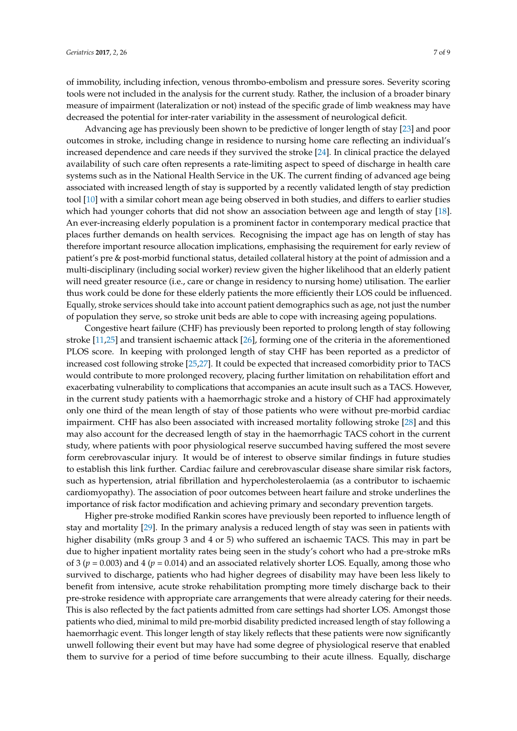of immobility, including infection, venous thrombo-embolism and pressure sores. Severity scoring tools were not included in the analysis for the current study. Rather, the inclusion of a broader binary measure of impairment (lateralization or not) instead of the specific grade of limb weakness may have decreased the potential for inter-rater variability in the assessment of neurological deficit.

Advancing age has previously been shown to be predictive of longer length of stay [23] and poor outcomes in stroke, including change in residence to nursing home care reflecting an individual's increased dependence and care needs if they survived the stroke [24]. In clinical practice the delayed availability of such care often represents a rate-limiting aspect to speed of discharge in health care systems such as in the National Health Service in the UK. The current finding of advanced age being associated with increased length of stay is supported by a recently validated length of stay prediction tool [10] with a similar cohort mean age being observed in both studies, and differs to earlier studies which had younger cohorts that did not show an association between age and length of stay [18]. An ever-increasing elderly population is a prominent factor in contemporary medical practice that places further demands on health services. Recognising the impact age has on length of stay has therefore important resource allocation implications, emphasising the requirement for early review of patient's pre & post-morbid functional status, detailed collateral history at the point of admission and a multi-disciplinary (including social worker) review given the higher likelihood that an elderly patient will need greater resource (i.e., care or change in residency to nursing home) utilisation. The earlier thus work could be done for these elderly patients the more efficiently their LOS could be influenced. Equally, stroke services should take into account patient demographics such as age, not just the number of population they serve, so stroke unit beds are able to cope with increasing ageing populations.

Congestive heart failure (CHF) has previously been reported to prolong length of stay following stroke [11,25] and transient ischaemic attack [26], forming one of the criteria in the aforementioned PLOS score. In keeping with prolonged length of stay CHF has been reported as a predictor of increased cost following stroke [25,27]. It could be expected that increased comorbidity prior to TACS would contribute to more prolonged recovery, placing further limitation on rehabilitation effort and exacerbating vulnerability to complications that accompanies an acute insult such as a TACS. However, in the current study patients with a haemorrhagic stroke and a history of CHF had approximately only one third of the mean length of stay of those patients who were without pre-morbid cardiac impairment. CHF has also been associated with increased mortality following stroke [28] and this may also account for the decreased length of stay in the haemorrhagic TACS cohort in the current study, where patients with poor physiological reserve succumbed having suffered the most severe form cerebrovascular injury. It would be of interest to observe similar findings in future studies to establish this link further. Cardiac failure and cerebrovascular disease share similar risk factors, such as hypertension, atrial fibrillation and hypercholesterolaemia (as a contributor to ischaemic cardiomyopathy). The association of poor outcomes between heart failure and stroke underlines the importance of risk factor modification and achieving primary and secondary prevention targets.

Higher pre-stroke modified Rankin scores have previously been reported to influence length of stay and mortality [29]. In the primary analysis a reduced length of stay was seen in patients with higher disability (mRs group 3 and 4 or 5) who suffered an ischaemic TACS. This may in part be due to higher inpatient mortality rates being seen in the study's cohort who had a pre-stroke mRs of 3 ($p = 0.003$) and 4 ($p = 0.014$) and an associated relatively shorter LOS. Equally, among those who survived to discharge, patients who had higher degrees of disability may have been less likely to benefit from intensive, acute stroke rehabilitation prompting more timely discharge back to their pre-stroke residence with appropriate care arrangements that were already catering for their needs. This is also reflected by the fact patients admitted from care settings had shorter LOS. Amongst those patients who died, minimal to mild pre-morbid disability predicted increased length of stay following a haemorrhagic event. This longer length of stay likely reflects that these patients were now significantly unwell following their event but may have had some degree of physiological reserve that enabled them to survive for a period of time before succumbing to their acute illness. Equally, discharge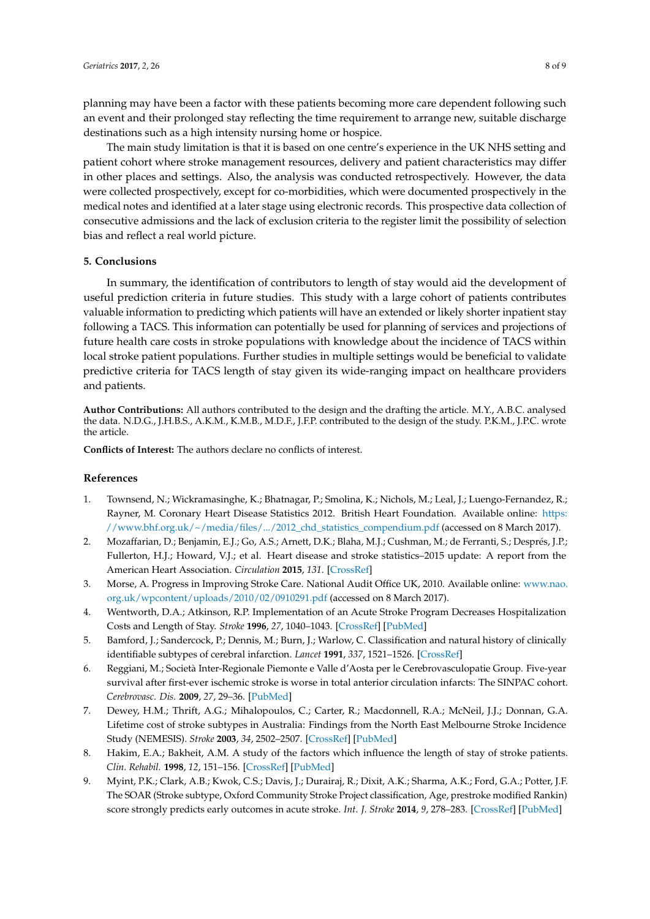planning may have been a factor with these patients becoming more care dependent following such an event and their prolonged stay reflecting the time requirement to arrange new, suitable discharge destinations such as a high intensity nursing home or hospice.

The main study limitation is that it is based on one centre's experience in the UK NHS setting and patient cohort where stroke management resources, delivery and patient characteristics may differ in other places and settings. Also, the analysis was conducted retrospectively. However, the data were collected prospectively, except for co-morbidities, which were documented prospectively in the medical notes and identified at a later stage using electronic records. This prospective data collection of consecutive admissions and the lack of exclusion criteria to the register limit the possibility of selection bias and reflect a real world picture.

## 5. Conclusions

In summary, the identification of contributors to length of stay would aid the development of useful prediction criteria in future studies. This study with a large cohort of patients contributes valuable information to predicting which patients will have an extended or likely shorter inpatient stay following a TACS. This information can potentially be used for planning of services and projections of future health care costs in stroke populations with knowledge about the incidence of TACS within local stroke patient populations. Further studies in multiple settings would be beneficial to validate predictive criteria for TACS length of stay given its wide-ranging impact on healthcare providers and patients.

**Author Contributions:** All authors contributed to the design and the drafting the article. M.Y., A.B.C. analysed the data. N.D.G., J.H.B.S., A.K.M., K.M.B., M.D.F., J.F.P. contributed to the design of the study. P.K.M., J.P.C. wrote the article.

**Conflicts of Interest:** The authors declare no conflicts of interest.

## References

1. Townsend, N.; Wickramasinghe, K.; Bhatnagar, P.; Smolina, K.; Nichols, M.; Leal, J.; Luengo-Fernandez, R.; Rayner, M. Coronary Heart Disease Statistics 2012. British Heart Foundation. Available online: https://www.bhf.org.uk/~/media/files/.../2012_chd_statistics_compendium.pdf (accessed on 8 March 2017).
2. Mozaffarian, D.; Benjamin, E.J.; Go, A.S.; Arnett, D.K.; Blaha, M.J.; Cushman, M.; de Ferranti, S.; Després, J.P.; Fullerton, H.J.; Howard, V.J.; et al. Heart disease and stroke statistics–2015 update: A report from the American Heart Association. *Circulation* **2015**, *131*. [CrossRef]
3. Morse, A. Progress in Improving Stroke Care. National Audit Office UK, 2010. Available online: www.nao.org.uk/wpcontent/uploads/2010/02/0910291.pdf (accessed on 8 March 2017).
4. Wentworth, D.A.; Atkinson, R.P. Implementation of an Acute Stroke Program Decreases Hospitalization Costs and Length of Stay. *Stroke* **1996**, *27*, 1040–1043. [CrossRef] [PubMed]
5. Bamford, J.; Sandercock, P.; Dennis, M.; Burn, J.; Warlow, C. Classification and natural history of clinically identifiable subtypes of cerebral infarction. *Lancet* **1991**, *337*, 1521–1526. [CrossRef]
6. Reggiani, M.; Società Inter-Regionale Piemonte e Valle d'Aosta per le Cerebrovasculopatie Group. Five-year survival after first-ever ischemic stroke is worse in total anterior circulation infarcts: The SINPAC cohort. *Cerebrovasc. Dis.* **2009**, *27*, 29–36. [PubMed]
7. Dewey, H.M.; Thrift, A.G.; Mihalopoulos, C.; Carter, R.; Macdonnell, R.A.; McNeil, J.J.; Donnan, G.A. Lifetime cost of stroke subtypes in Australia: Findings from the North East Melbourne Stroke Incidence Study (NEMESIS). *Stroke* **2003**, *34*, 2502–2507. [CrossRef] [PubMed]
8. Hakim, E.A.; Bakheit, A.M. A study of the factors which influence the length of stay of stroke patients. *Clin. Rehabil.* **1998**, *12*, 151–156. [CrossRef] [PubMed]
9. Myint, P.K.; Clark, A.B.; Kwok, C.S.; Davis, J.; Durairaj, R.; Dixit, A.K.; Sharma, A.K.; Ford, G.A.; Potter, J.F. The SOAR (Stroke subtype, Oxford Community Stroke Project classification, Age, prestroke modified Rankin) score strongly predicts early outcomes in acute stroke. *Int. J. Stroke* **2014**, *9*, 278–283. [CrossRef] [PubMed]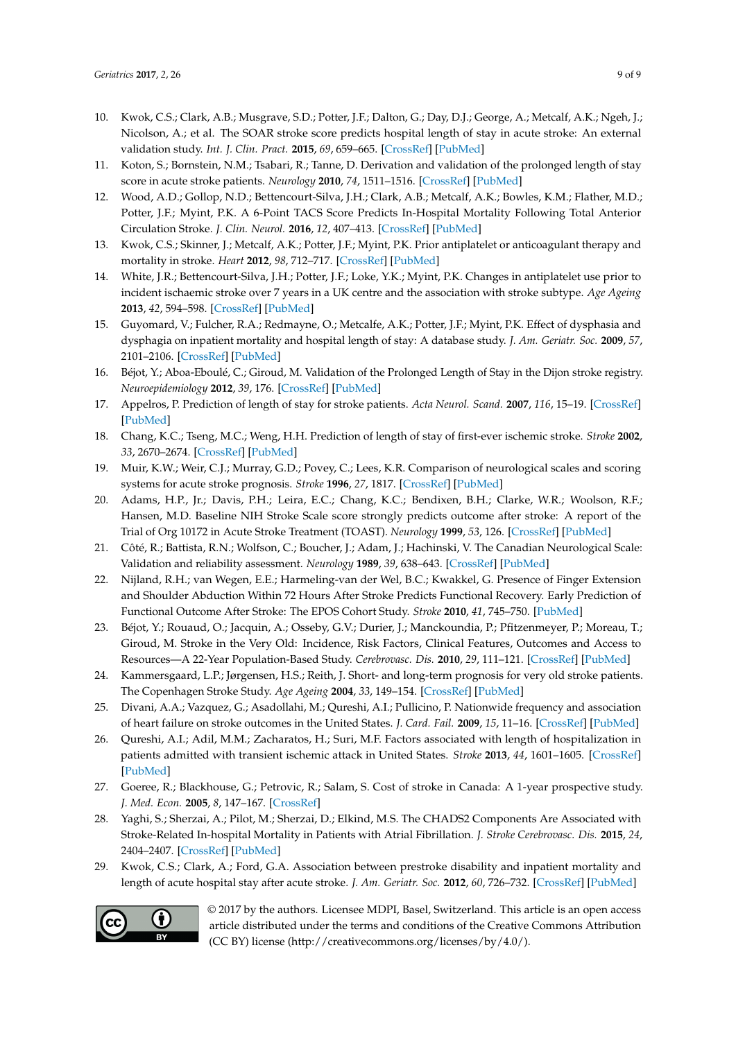10. Kwok, C.S.; Clark, A.B.; Musgrave, S.D.; Potter, J.F.; Dalton, G.; Day, D.J.; George, A.; Metcalf, A.K.; Ngeh, J.; Nicolson, A.; et al. The SOAR stroke score predicts hospital length of stay in acute stroke: An external validation study. *Int. J. Clin. Pract.* **2015**, *69*, 659–665. [CrossRef] [PubMed]
11. Koton, S.; Bornstein, N.M.; Tsabari, R.; Tanne, D. Derivation and validation of the prolonged length of stay score in acute stroke patients. *Neurology* **2010**, *74*, 1511–1516. [CrossRef] [PubMed]
12. Wood, A.D.; Gollop, N.D.; Bettencourt-Silva, J.H.; Clark, A.B.; Metcalf, A.K.; Bowles, K.M.; Flather, M.D.; Potter, J.F.; Myint, P.K. A 6-Point TACS Score Predicts In-Hospital Mortality Following Total Anterior Circulation Stroke. *J. Clin. Neurol.* **2016**, *12*, 407–413. [CrossRef] [PubMed]
13. Kwok, C.S.; Skinner, J.; Metcalf, A.K.; Potter, J.F.; Myint, P.K. Prior antiplatelet or anticoagulant therapy and mortality in stroke. *Heart* **2012**, *98*, 712–717. [CrossRef] [PubMed]
14. White, J.R.; Bettencourt-Silva, J.H.; Potter, J.F.; Loke, Y.K.; Myint, P.K. Changes in antiplatelet use prior to incident ischaemic stroke over 7 years in a UK centre and the association with stroke subtype. *Age Ageing* **2013**, *42*, 594–598. [CrossRef] [PubMed]
15. Guyomard, V.; Fulcher, R.A.; Redmayne, O.; Metcalfe, A.K.; Potter, J.F.; Myint, P.K. Effect of dysphasia and dysphagia on inpatient mortality and hospital length of stay: A database study. *J. Am. Geriatr. Soc.* **2009**, *57*, 2101–2106. [CrossRef] [PubMed]
16. Béjot, Y.; Aboa-Eboulé, C.; Giroud, M. Validation of the Prolonged Length of Stay in the Dijon stroke registry. *Neuroepidemiology* **2012**, *39*, 176. [CrossRef] [PubMed]
17. Appelros, P. Prediction of length of stay for stroke patients. *Acta Neurol. Scand.* **2007**, *116*, 15–19. [CrossRef] [PubMed]
18. Chang, K.C.; Tseng, M.C.; Weng, H.H. Prediction of length of stay of first-ever ischemic stroke. *Stroke* **2002**, *33*, 2670–2674. [CrossRef] [PubMed]
19. Muir, K.W.; Weir, C.J.; Murray, G.D.; Povey, C.; Lees, K.R. Comparison of neurological scales and scoring systems for acute stroke prognosis. *Stroke* **1996**, *27*, 1817. [CrossRef] [PubMed]
20. Adams, H.P., Jr.; Davis, P.H.; Leira, E.C.; Chang, K.C.; Bendixen, B.H.; Clarke, W.R.; Woolson, R.F.; Hansen, M.D. Baseline NIH Stroke Scale score strongly predicts outcome after stroke: A report of the Trial of Org 10172 in Acute Stroke Treatment (TOAST). *Neurology* **1999**, *53*, 126. [CrossRef] [PubMed]
21. Côté, R.; Battista, R.N.; Wolfson, C.; Boucher, J.; Adam, J.; Hachinski, V. The Canadian Neurological Scale: Validation and reliability assessment. *Neurology* **1989**, *39*, 638–643. [CrossRef] [PubMed]
22. Nijland, R.H.; van Wegen, E.E.; Harmeling-van der Wel, B.C.; Kwakkel, G. Presence of Finger Extension and Shoulder Abduction Within 72 Hours After Stroke Predicts Functional Recovery. Early Prediction of Functional Outcome After Stroke: The EPOS Cohort Study. *Stroke* **2010**, *41*, 745–750. [PubMed]
23. Béjot, Y.; Rouaud, O.; Jacquin, A.; Osseby, G.V.; Durier, J.; Manckoundia, P.; Pfitzenmeyer, P.; Moreau, T.; Giroud, M. Stroke in the Very Old: Incidence, Risk Factors, Clinical Features, Outcomes and Access to Resources—A 22-Year Population-Based Study. *Cerebrovasc. Dis.* **2010**, *29*, 111–121. [CrossRef] [PubMed]
24. Kammersgaard, L.P.; Jørgensen, H.S.; Reith, J. Short- and long-term prognosis for very old stroke patients. The Copenhagen Stroke Study. *Age Ageing* **2004**, *33*, 149–154. [CrossRef] [PubMed]
25. Divani, A.A.; Vazquez, G.; Asadollahi, M.; Qureshi, A.I.; Pullicino, P. Nationwide frequency and association of heart failure on stroke outcomes in the United States. *J. Card. Fail.* **2009**, *15*, 11–16. [CrossRef] [PubMed]
26. Qureshi, A.I.; Adil, M.M.; Zacharatos, H.; Suri, M.F. Factors associated with length of hospitalization in patients admitted with transient ischemic attack in United States. *Stroke* **2013**, *44*, 1601–1605. [CrossRef] [PubMed]
27. Goeree, R.; Blackhouse, G.; Petrovic, R.; Salam, S. Cost of stroke in Canada: A 1-year prospective study. *J. Med. Econ.* **2005**, *8*, 147–167. [CrossRef]
28. Yaghi, S.; Sherzai, A.; Pilot, M.; Sherzai, D.; Elkind, M.S. The CHADS2 Components Are Associated with Stroke-Related In-hospital Mortality in Patients with Atrial Fibrillation. *J. Stroke Cerebrovasc. Dis.* **2015**, *24*, 2404–2407. [CrossRef] [PubMed]
29. Kwok, C.S.; Clark, A.; Ford, G.A. Association between prestroke disability and inpatient mortality and length of acute hospital stay after acute stroke. *J. Am. Geriatr. Soc.* **2012**, *60*, 726–732. [CrossRef] [PubMed]

© 2017 by the authors. Licensee MDPI, Basel, Switzerland. This article is an open access article distributed under the terms and conditions of the Creative Commons Attribution (CC BY) license (http://creativecommons.org/licenses/by/4.0/).